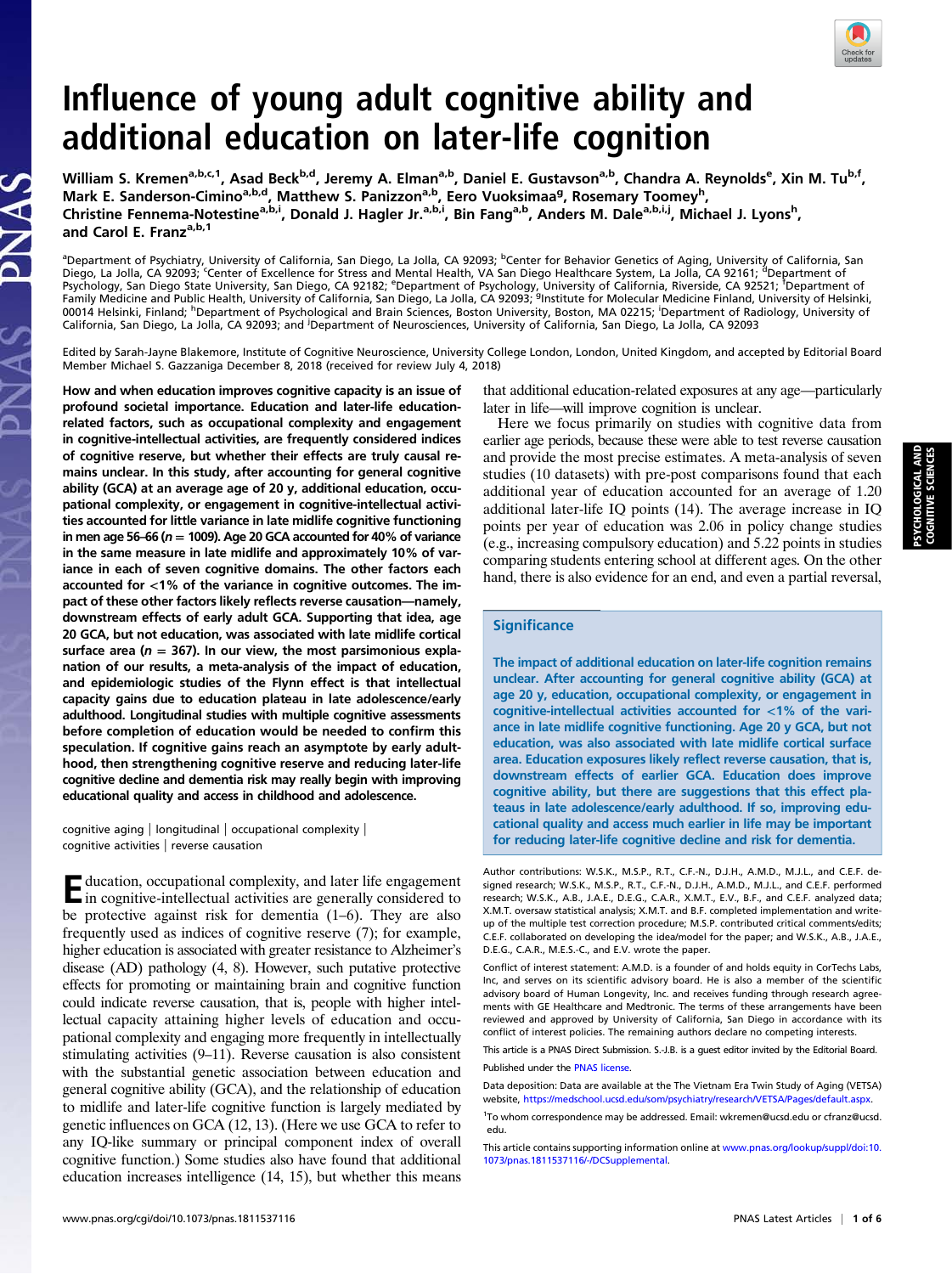# Influence of young adult cognitive ability and additional education on later-life cognition

William S. Kremen[a,b,c,1], Asad Beck[b,d], Jeremy A. Elman[a,b], Daniel E. Gustavson[a,b], Chandra A. Reynolds[e], Xin M. Tu[b,f], Mark E. Sanderson-Cimino[a,b,d], Matthew S. Panizzon[a,b], Eero Vuoksimaa[g], Rosemary Toomey[h], Christine Fennema-Notestine[a,b,i], Donald J. Hagler Jr.[a,b,i], Bin Fang[a,b], Anders M. Dale[a,b,i,j], Michael J. Lyons[h], and Carol E. Franz[a,b,1]

[a]Department of Psychiatry, University of California, San Diego, La Jolla, CA 92093; [b]Center for Behavior Genetics of Aging, University of California, San Diego, La Jolla, CA 92093; [c]Center of Excellence for Stress and Mental Health, VA San Diego Healthcare System, La Jolla, CA 92161; [d]Department of Psychology, San Diego State University, San Diego, CA 92182; [e]Department of Psychology, University of California, Riverside, CA 92521; [f]Department of Family Medicine and Public Health, University of California, San Diego, La Jolla, CA 92093; [g]Institute for Molecular Medicine Finland, University of Helsinki, 00014 Helsinki, Finland; [h]Department of Psychological and Brain Sciences, Boston University, Boston, MA 02215; [i]Department of Radiology, University of California, San Diego, La Jolla, CA 92093; and [j]Department of Neurosciences, University of California, San Diego, La Jolla, CA 92093

Edited by Sarah-Jayne Blakemore, Institute of Cognitive Neuroscience, University College London, London, United Kingdom, and accepted by Editorial Board Member Michael S. Gazzaniga December 8, 2018 (received for review July 4, 2018)

**How and when education improves cognitive capacity is an issue of profound societal importance. Education and later-life education-related factors, such as occupational complexity and engagement in cognitive-intellectual activities, are frequently considered indices of cognitive reserve, but whether their effects are truly causal remains unclear. In this study, after accounting for general cognitive ability (GCA) at an average age of 20 y, additional education, occupational complexity, or engagement in cognitive-intellectual activities accounted for little variance in late midlife cognitive functioning in men age 56–66 (*n* = 1009). Age 20 GCA accounted for 40% of variance in the same measure in late midlife and approximately 10% of variance in each of seven cognitive domains. The other factors each accounted for <1% of the variance in cognitive outcomes. The impact of these other factors likely reflects reverse causation—namely, downstream effects of early adult GCA. Supporting that idea, age 20 GCA, but not education, was associated with late midlife cortical surface area (*n* = 367). In our view, the most parsimonious explanation of our results, a meta-analysis of the impact of education, and epidemiologic studies of the Flynn effect is that intellectual capacity gains due to education plateau in late adolescence/early adulthood. Longitudinal studies with multiple cognitive assessments before completion of education would be needed to confirm this speculation. If cognitive gains reach an asymptote by early adulthood, then strengthening cognitive reserve and reducing later-life cognitive decline and dementia risk may really begin with improving educational quality and access in childhood and adolescence.**

cognitive aging | longitudinal | occupational complexity | cognitive activities | reverse causation

Education, occupational complexity, and later life engagement in cognitive-intellectual activities are generally considered to be protective against risk for dementia (1–6). They are also frequently used as indices of cognitive reserve (7); for example, higher education is associated with greater resistance to Alzheimer's disease (AD) pathology (4, 8). However, such putative protective effects for promoting or maintaining brain and cognitive function could indicate reverse causation, that is, people with higher intellectual capacity attaining higher levels of education and occupational complexity and engaging more frequently in intellectually stimulating activities (9–11). Reverse causation is also consistent with the substantial genetic association between education and general cognitive ability (GCA), and the relationship of education to midlife and later-life cognitive function is largely mediated by genetic influences on GCA (12, 13). (Here we use GCA to refer to any IQ-like summary or principal component index of overall cognitive function.) Some studies also have found that additional education increases intelligence (14, 15), but whether this means that additional education-related exposures at any age—particularly later in life—will improve cognition is unclear.

Here we focus primarily on studies with cognitive data from earlier age periods, because these were able to test reverse causation and provide the most precise estimates. A meta-analysis of seven studies (10 datasets) with pre-post comparisons found that each additional year of education accounted for an average of 1.20 additional later-life IQ points (14). The average increase in IQ points per year of education was 2.06 in policy change studies (e.g., increasing compulsory education) and 5.22 points in studies comparing students entering school at different ages. On the other hand, there is also evidence for an end, and even a partial reversal,

## Significance

The impact of additional education on later-life cognition remains unclear. After accounting for general cognitive ability (GCA) at age 20 y, education, occupational complexity, or engagement in cognitive-intellectual activities accounted for <1% of the variance in late midlife cognitive functioning. Age 20 y GCA, but not education, was also associated with late midlife cortical surface area. Education exposures likely reflect reverse causation, that is, downstream effects of earlier GCA. Education does improve cognitive ability, but there are suggestions that this effect plateaus in late adolescence/early adulthood. If so, improving educational quality and access much earlier in life may be important for reducing later-life cognitive decline and risk for dementia.

Author contributions: W.S.K., M.S.P., R.T., C.F.-N., D.J.H., A.M.D., M.J.L., and C.E.F. designed research; W.S.K., M.S.P., R.T., C.F.-N., D.J.H., A.M.D., M.J.L., and C.E.F. performed research; W.S.K., A.B., J.A.E., D.E.G., C.A.R., X.M.T., E.V., B.F., and C.E.F. analyzed data; X.M.T. oversaw statistical analysis; X.M.T. and B.F. completed implementation and write-up of the multiple test correction procedure; M.S.P. contributed critical comments/edits; C.E.F. collaborated on developing the idea/model for the paper; and W.S.K., A.B., J.A.E., D.E.G., C.A.R., M.E.S.-C., and E.V. wrote the paper.

Conflict of interest statement: A.M.D. is a founder of and holds equity in CorTechs Labs, Inc, and serves on its scientific advisory board. He is also a member of the scientific advisory board of Human Longevity, Inc. and receives funding through research agreements with GE Healthcare and Medtronic. The terms of these arrangements have been reviewed and approved by University of California, San Diego in accordance with its conflict of interest policies. The remaining authors declare no competing interests.

This article is a PNAS Direct Submission. S.-J.B. is a guest editor invited by the Editorial Board.

Published under the PNAS license.

Data deposition: Data are available at the The Vietnam Era Twin Study of Aging (VETSA) website, https://medschool.ucsd.edu/som/psychiatry/research/VETSA/Pages/default.aspx.

[1]To whom correspondence may be addressed. Email: wkremen@ucsd.edu or cfranz@ucsd.edu.

This article contains supporting information online at www.pnas.org/lookup/suppl/doi:10.1073/pnas.1811537116/-/DCSupplemental.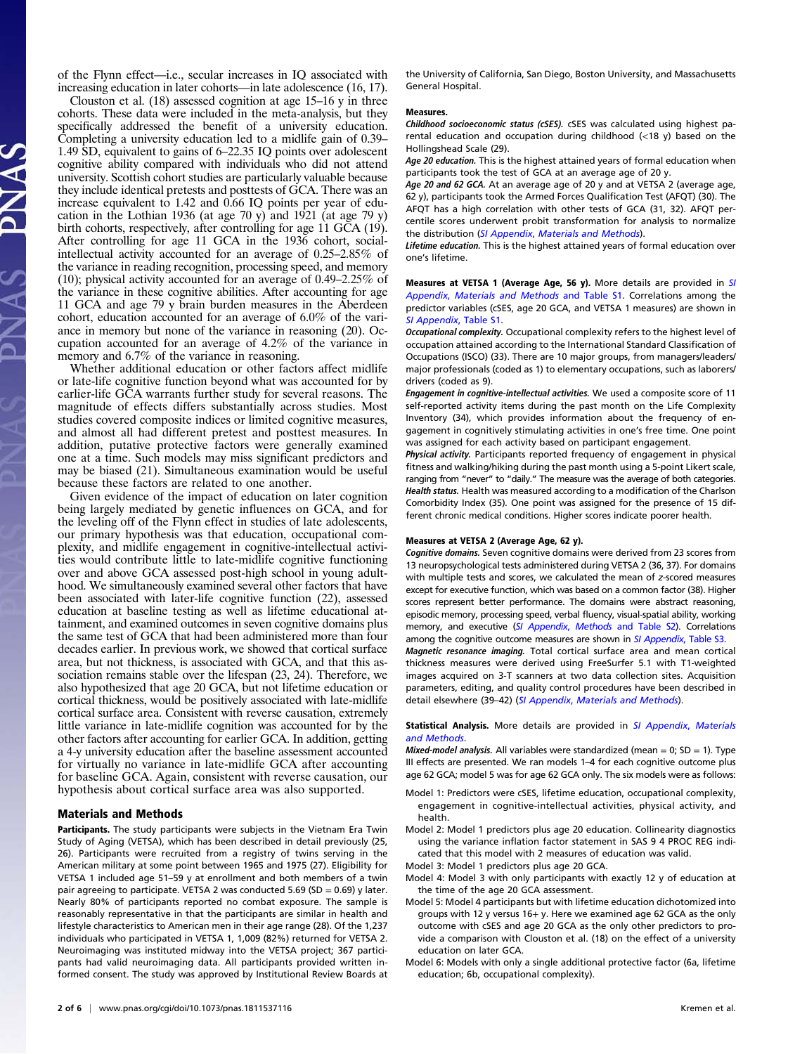of the Flynn effect—i.e., secular increases in IQ associated with increasing education in later cohorts—in late adolescence (16, 17).

Clouston et al. (18) assessed cognition at age 15–16 y in three cohorts. These data were included in the meta-analysis, but they specifically addressed the benefit of a university education. Completing a university education led to a midlife gain of 0.39–1.49 SD, equivalent to gains of 6–22.35 IQ points over adolescent cognitive ability compared with individuals who did not attend university. Scottish cohort studies are particularly valuable because they include identical pretests and posttests of GCA. There was an increase equivalent to 1.42 and 0.66 IQ points per year of education in the Lothian 1936 (at age 70 y) and 1921 (at age 79 y) birth cohorts, respectively, after controlling for age 11 GCA (19). After controlling for age 11 GCA in the 1936 cohort, social-intellectual activity accounted for an average of 0.25–2.85% of the variance in reading recognition, processing speed, and memory (10); physical activity accounted for an average of 0.49–2.25% of the variance in these cognitive abilities. After accounting for age 11 GCA and age 79 y brain burden measures in the Aberdeen cohort, education accounted for an average of 6.0% of the variance in memory but none of the variance in reasoning (20). Occupation accounted for an average of 4.2% of the variance in memory and 6.7% of the variance in reasoning.

Whether additional education or other factors affect midlife or late-life cognitive function beyond what was accounted for by earlier-life GCA warrants further study for several reasons. The magnitude of effects differs substantially across studies. Most studies covered composite indices or limited cognitive measures, and almost all had different pretest and posttest measures. In addition, putative protective factors were generally examined one at a time. Such models may miss significant predictors and may be biased (21). Simultaneous examination would be useful because these factors are related to one another.

Given evidence of the impact of education on later cognition being largely mediated by genetic influences on GCA, and for the leveling off of the Flynn effect in studies of late adolescents, our primary hypothesis was that education, occupational complexity, and midlife engagement in cognitive-intellectual activities would contribute little to late-midlife cognitive functioning over and above GCA assessed post-high school in young adulthood. We simultaneously examined several other factors that have been associated with later-life cognitive function (22), assessed education at baseline testing as well as lifetime educational attainment, and examined outcomes in seven cognitive domains plus the same test of GCA that had been administered more than four decades earlier. In previous work, we showed that cortical surface area, but not thickness, is associated with GCA, and that this association remains stable over the lifespan (23, 24). Therefore, we also hypothesized that age 20 GCA, but not lifetime education or cortical thickness, would be positively associated with late-midlife cortical surface area. Consistent with reverse causation, extremely little variance in late-midlife cognition was accounted for by the other factors after accounting for earlier GCA. In addition, getting a 4-y university education after the baseline assessment accounted for virtually no variance in late-midlife GCA after accounting for baseline GCA. Again, consistent with reverse causation, our hypothesis about cortical surface area was also supported.

## Materials and Methods

**Participants.** The study participants were subjects in the Vietnam Era Twin Study of Aging (VETSA), which has been described in detail previously (25, 26). Participants were recruited from a registry of twins serving in the American military at some point between 1965 and 1975 (27). Eligibility for VETSA 1 included age 51–59 y at enrollment and both members of a twin pair agreeing to participate. VETSA 2 was conducted 5.69 (SD = 0.69) y later. Nearly 80% of participants reported no combat exposure. The sample is reasonably representative in that the participants are similar in health and lifestyle characteristics to American men in their age range (28). Of the 1,237 individuals who participated in VETSA 1, 1,009 (82%) returned for VETSA 2. Neuroimaging was instituted midway into the VETSA project; 367 participants had valid neuroimaging data. All participants provided written informed consent. The study was approved by Institutional Review Boards at the University of California, San Diego, Boston University, and Massachusetts General Hospital.

**Measures.**

***Childhood socioeconomic status (cSES).*** cSES was calculated using highest parental education and occupation during childhood (<18 y) based on the Hollingshead Scale (29).

***Age 20 education.*** This is the highest attained years of formal education when participants took the test of GCA at an average age of 20 y.

***Age 20 and 62 GCA.*** At an average age of 20 y and at VETSA 2 (average age, 62 y), participants took the Armed Forces Qualification Test (AFQT) (30). The AFQT has a high correlation with other tests of GCA (31, 32). AFQT percentile scores underwent probit transformation for analysis to normalize the distribution (*SI Appendix*, *Materials and Methods*).

***Lifetime education.*** This is the highest attained years of formal education over one's lifetime.

**Measures at VETSA 1 (Average Age, 56 y).** More details are provided in *SI Appendix*, *Materials and Methods* and Table S1. Correlations among the predictor variables (cSES, age 20 GCA, and VETSA 1 measures) are shown in *SI Appendix*, Table S1.

***Occupational complexity.*** Occupational complexity refers to the highest level of occupation attained according to the International Standard Classification of Occupations (ISCO) (33). There are 10 major groups, from managers/leaders/major professionals (coded as 1) to elementary occupations, such as laborers/drivers (coded as 9).

***Engagement in cognitive-intellectual activities.*** We used a composite score of 11 self-reported activity items during the past month on the Life Complexity Inventory (34), which provides information about the frequency of engagement in cognitively stimulating activities in one's free time. One point was assigned for each activity based on participant engagement.

***Physical activity.*** Participants reported frequency of engagement in physical fitness and walking/hiking during the past month using a 5-point Likert scale, ranging from "never" to "daily." The measure was the average of both categories.

***Health status.*** Health was measured according to a modification of the Charlson Comorbidity Index (35). One point was assigned for the presence of 15 different chronic medical conditions. Higher scores indicate poorer health.

**Measures at VETSA 2 (Average Age, 62 y).**

***Cognitive domains.*** Seven cognitive domains were derived from 23 scores from 13 neuropsychological tests administered during VETSA 2 (36, 37). For domains with multiple tests and scores, we calculated the mean of *z*-scored measures except for executive function, which was based on a common factor (38). Higher scores represent better performance. The domains were abstract reasoning, episodic memory, processing speed, verbal fluency, visual-spatial ability, working memory, and executive (*SI Appendix*, *Methods* and Table S2). Correlations among the cognitive outcome measures are shown in *SI Appendix*, Table S3.

***Magnetic resonance imaging.*** Total cortical surface area and mean cortical thickness measures were derived using FreeSurfer 5.1 with T1-weighted images acquired on 3-T scanners at two data collection sites. Acquisition parameters, editing, and quality control procedures have been described in detail elsewhere (39–42) (*SI Appendix*, *Materials and Methods*).

**Statistical Analysis.** More details are provided in *SI Appendix*, *Materials and Methods*.

***Mixed-model analysis.*** All variables were standardized (mean = 0; SD = 1). Type III effects are presented. We ran models 1–4 for each cognitive outcome plus age 62 GCA; model 5 was for age 62 GCA only. The six models were as follows:

- Model 1: Predictors were cSES, lifetime education, occupational complexity, engagement in cognitive-intellectual activities, physical activity, and health.
- Model 2: Model 1 predictors plus age 20 education. Collinearity diagnostics using the variance inflation factor statement in SAS 9 4 PROC REG indicated that this model with 2 measures of education was valid.
- Model 3: Model 1 predictors plus age 20 GCA.
- Model 4: Model 3 with only participants with exactly 12 y of education at the time of the age 20 GCA assessment.
- Model 5: Model 4 participants but with lifetime education dichotomized into groups with 12 y versus 16+ y. Here we examined age 62 GCA as the only outcome with cSES and age 20 GCA as the only other predictors to provide a comparison with Clouston et al. (18) on the effect of a university education on later GCA.
- Model 6: Models with only a single additional protective factor (6a, lifetime education; 6b, occupational complexity).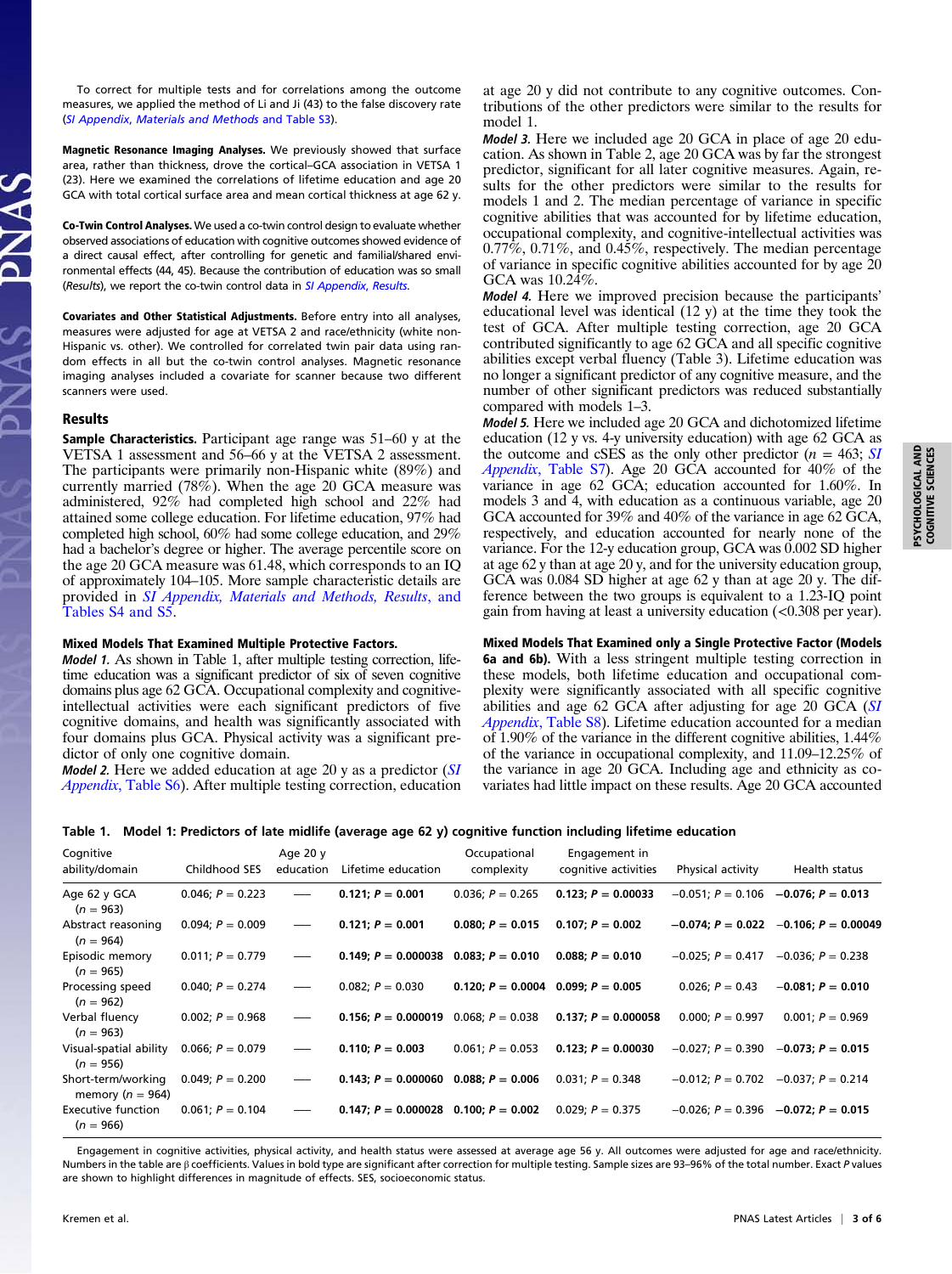To correct for multiple tests and for correlations among the outcome measures, we applied the method of Li and Ji (43) to the false discovery rate (*SI Appendix, Materials and Methods* and Table S3).

**Magnetic Resonance Imaging Analyses.** We previously showed that surface area, rather than thickness, drove the cortical–GCA association in VETSA 1 (23). Here we examined the correlations of lifetime education and age 20 GCA with total cortical surface area and mean cortical thickness at age 62 y.

**Co-Twin Control Analyses.** We used a co-twin control design to evaluate whether observed associations of education with cognitive outcomes showed evidence of a direct causal effect, after controlling for genetic and familial/shared environmental effects (44, 45). Because the contribution of education was so small (*Results*), we report the co-twin control data in *SI Appendix, Results*.

**Covariates and Other Statistical Adjustments.** Before entry into all analyses, measures were adjusted for age at VETSA 2 and race/ethnicity (white non-Hispanic vs. other). We controlled for correlated twin pair data using random effects in all but the co-twin control analyses. Magnetic resonance imaging analyses included a covariate for scanner because two different scanners were used.

## Results

**Sample Characteristics.** Participant age range was 51–60 y at the VETSA 1 assessment and 56–66 y at the VETSA 2 assessment. The participants were primarily non-Hispanic white (89%) and currently married (78%). When the age 20 GCA measure was administered, 92% had completed high school and 22% had attained some college education. For lifetime education, 97% had completed high school, 60% had some college education, and 29% had a bachelor's degree or higher. The average percentile score on the age 20 GCA measure was 61.48, which corresponds to an IQ of approximately 104–105. More sample characteristic details are provided in *SI Appendix, Materials and Methods, Results*, and Tables S4 and S5.

**Mixed Models That Examined Multiple Protective Factors.**

***Model 1.*** As shown in Table 1, after multiple testing correction, lifetime education was a significant predictor of six of seven cognitive domains plus age 62 GCA. Occupational complexity and cognitive-intellectual activities were each significant predictors of five cognitive domains, and health was significantly associated with four domains plus GCA. Physical activity was a significant predictor of only one cognitive domain.

***Model 2.*** Here we added education at age 20 y as a predictor (*SI Appendix*, Table S6). After multiple testing correction, education at age 20 y did not contribute to any cognitive outcomes. Contributions of the other predictors were similar to the results for model 1.

***Model 3.*** Here we included age 20 GCA in place of age 20 education. As shown in Table 2, age 20 GCA was by far the strongest predictor, significant for all later cognitive measures. Again, results for the other predictors were similar to the results for models 1 and 2. The median percentage of variance in specific cognitive abilities that was accounted for by lifetime education, occupational complexity, and cognitive-intellectual activities was 0.77%, 0.71%, and 0.45%, respectively. The median percentage of variance in specific cognitive abilities accounted for by age 20 GCA was 10.24%.

***Model 4.*** Here we improved precision because the participants' educational level was identical (12 y) at the time they took the test of GCA. After multiple testing correction, age 20 GCA contributed significantly to age 62 GCA and all specific cognitive abilities except verbal fluency (Table 3). Lifetime education was no longer a significant predictor of any cognitive measure, and the number of other significant predictors was reduced substantially compared with models 1–3.

***Model 5.*** Here we included age 20 GCA and dichotomized lifetime education (12 y vs. 4-y university education) with age 62 GCA as the outcome and cSES as the only other predictor ($n$ = 463; *SI Appendix*, Table S7). Age 20 GCA accounted for 40% of the variance in age 62 GCA; education accounted for 1.60%. In models 3 and 4, with education as a continuous variable, age 20 GCA accounted for 39% and 40% of the variance in age 62 GCA, respectively, and education accounted for nearly none of the variance. For the 12-y education group, GCA was 0.002 SD higher at age 62 y than at age 20 y, and for the university education group, GCA was 0.084 SD higher at age 62 y than at age 20 y. The difference between the two groups is equivalent to a 1.23-IQ point gain from having at least a university education (<0.308 per year).

**Mixed Models That Examined only a Single Protective Factor (Models 6a and 6b).** With a less stringent multiple testing correction in these models, both lifetime education and occupational complexity were significantly associated with all specific cognitive abilities and age 62 GCA after adjusting for age 20 GCA (*SI Appendix*, Table S8). Lifetime education accounted for a median of 1.90% of the variance in the different cognitive abilities, 1.44% of the variance in occupational complexity, and 11.09–12.25% of the variance in age 20 GCA. Including age and ethnicity as covariates had little impact on these results. Age 20 GCA accounted

**Table 1. Model 1: Predictors of late midlife (average age 62 y) cognitive function including lifetime education**

| Cognitive ability/domain | Childhood SES | Age 20 y education | Lifetime education | Occupational complexity | Engagement in cognitive activities | Physical activity | Health status |
|---|---|---|---|---|---|---|---|
| Age 62 y GCA ($n$ = 963) | 0.046; $P$ = 0.223 | — | **0.121; $P$ = 0.001** | 0.036; $P$ = 0.265 | **0.123; $P$ = 0.00033** | −0.051; $P$ = 0.106 | **−0.076; $P$ = 0.013** |
| Abstract reasoning ($n$ = 964) | 0.094; $P$ = 0.009 | — | **0.121; $P$ = 0.001** | **0.080; $P$ = 0.015** | **0.107; $P$ = 0.002** | **−0.074; $P$ = 0.022** | **−0.106; $P$ = 0.00049** |
| Episodic memory ($n$ = 965) | 0.011; $P$ = 0.779 | — | **0.149; $P$ = 0.000038** | **0.083; $P$ = 0.010** | **0.088; $P$ = 0.010** | −0.025; $P$ = 0.417 | −0.036; $P$ = 0.238 |
| Processing speed ($n$ = 962) | 0.040; $P$ = 0.274 | — | 0.082; $P$ = 0.030 | **0.120; $P$ = 0.0004** | **0.099; $P$ = 0.005** | 0.026; $P$ = 0.43 | **−0.081; $P$ = 0.010** |
| Verbal fluency ($n$ = 963) | 0.002; $P$ = 0.968 | — | **0.156; $P$ = 0.000019** | 0.068; $P$ = 0.038 | **0.137; $P$ = 0.000058** | 0.000; $P$ = 0.997 | 0.001; $P$ = 0.969 |
| Visual-spatial ability ($n$ = 956) | 0.066; $P$ = 0.079 | — | **0.110; $P$ = 0.003** | 0.061; $P$ = 0.053 | **0.123; $P$ = 0.00030** | −0.027; $P$ = 0.390 | **−0.073; $P$ = 0.015** |
| Short-term/working memory ($n$ = 964) | 0.049; $P$ = 0.200 | — | **0.143; $P$ = 0.000060** | **0.088; $P$ = 0.006** | 0.031; $P$ = 0.348 | −0.012; $P$ = 0.702 | −0.037; $P$ = 0.214 |
| Executive function ($n$ = 966) | 0.061; $P$ = 0.104 | — | **0.147; $P$ = 0.000028** | **0.100; $P$ = 0.002** | 0.029; $P$ = 0.375 | −0.026; $P$ = 0.396 | **−0.072; $P$ = 0.015** |

Engagement in cognitive activities, physical activity, and health status were assessed at average age 56 y. All outcomes were adjusted for age and race/ethnicity. Numbers in the table are β coefficients. Values in bold type are significant after correction for multiple testing. Sample sizes are 93–96% of the total number. Exact $P$ values are shown to highlight differences in magnitude of effects. SES, socioeconomic status.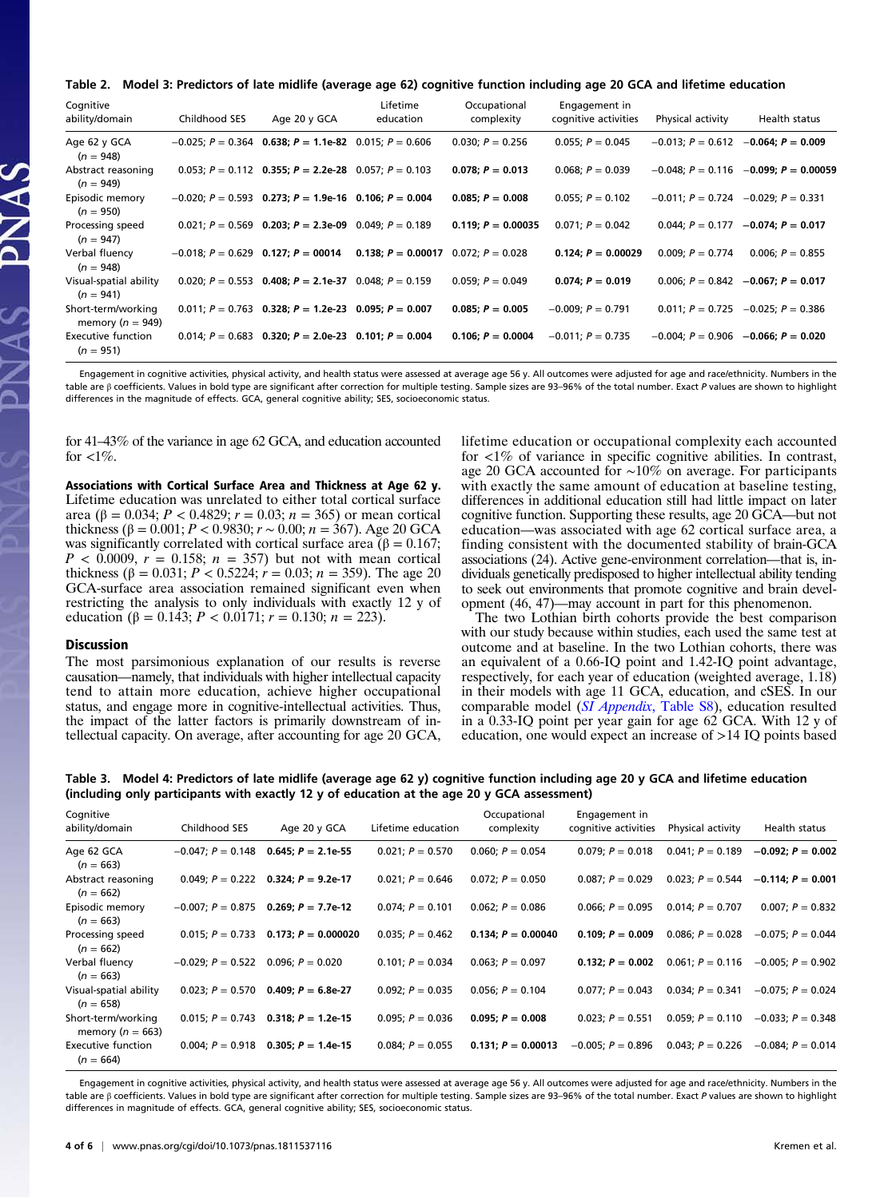**Table 2. Model 3: Predictors of late midlife (average age 62) cognitive function including age 20 GCA and lifetime education**

| Cognitive ability/domain | Childhood SES | Age 20 y GCA | Lifetime education | Occupational complexity | Engagement in cognitive activities | Physical activity | Health status |
|---|---|---|---|---|---|---|---|
| Age 62 y GCA ($n$ = 948) | −0.025; $P$ = 0.364 | **0.638; $P$ = 1.1e-82** | 0.015; $P$ = 0.606 | 0.030; $P$ = 0.256 | 0.055; $P$ = 0.045 | −0.013; $P$ = 0.612 | **−0.064; $P$ = 0.009** |
| Abstract reasoning ($n$ = 949) | 0.053; $P$ = 0.112 | **0.355; $P$ = 2.2e-28** | 0.057; $P$ = 0.103 | **0.078; $P$ = 0.013** | 0.068; $P$ = 0.039 | −0.048; $P$ = 0.116 | **−0.099; $P$ = 0.00059** |
| Episodic memory ($n$ = 950) | −0.020; $P$ = 0.593 | **0.273; $P$ = 1.9e-16** | **0.106; $P$ = 0.004** | **0.085; $P$ = 0.008** | 0.055; $P$ = 0.102 | −0.011; $P$ = 0.724 | −0.029; $P$ = 0.331 |
| Processing speed ($n$ = 947) | 0.021; $P$ = 0.569 | **0.203; $P$ = 2.3e-09** | 0.049; $P$ = 0.189 | **0.119; $P$ = 0.00035** | 0.071; $P$ = 0.042 | 0.044; $P$ = 0.177 | **−0.074; $P$ = 0.017** |
| Verbal fluency ($n$ = 948) | −0.018; $P$ = 0.629 | **0.127; $P$ = 00014** | **0.138; $P$ = 0.00017** | 0.072; $P$ = 0.028 | **0.124; $P$ = 0.00029** | 0.009; $P$ = 0.774 | 0.006; $P$ = 0.855 |
| Visual-spatial ability ($n$ = 941) | 0.020; $P$ = 0.553 | **0.408; $P$ = 2.1e-37** | 0.048; $P$ = 0.159 | 0.059; $P$ = 0.049 | **0.074; $P$ = 0.019** | 0.006; $P$ = 0.842 | **−0.067; $P$ = 0.017** |
| Short-term/working memory ($n$ = 949) | 0.011; $P$ = 0.763 | **0.328; $P$ = 1.2e-23** | **0.095; $P$ = 0.007** | **0.085; $P$ = 0.005** | −0.009; $P$ = 0.791 | 0.011; $P$ = 0.725 | −0.025; $P$ = 0.386 |
| Executive function ($n$ = 951) | 0.014; $P$ = 0.683 | **0.320; $P$ = 2.0e-23** | **0.101; $P$ = 0.004** | **0.106; $P$ = 0.0004** | −0.011; $P$ = 0.735 | −0.004; $P$ = 0.906 | **−0.066; $P$ = 0.020** |

Engagement in cognitive activities, physical activity, and health status were assessed at average age 56 y. All outcomes were adjusted for age and race/ethnicity. Numbers in the table are β coefficients. Values in bold type are significant after correction for multiple testing. Sample sizes are 93–96% of the total number. Exact $P$ values are shown to highlight differences in the magnitude of effects. GCA, general cognitive ability; SES, socioeconomic status.

for 41–43% of the variance in age 62 GCA, and education accounted for <1%.

**Associations with Cortical Surface Area and Thickness at Age 62 y.** Lifetime education was unrelated to either total cortical surface area (β = 0.034; $P$ < 0.4829; $r$ = 0.03; $n$ = 365) or mean cortical thickness (β = 0.001; $P$ < 0.9830; $r$ ∼ 0.00; $n$ = 367). Age 20 GCA was significantly correlated with cortical surface area (β = 0.167; $P$ < 0.0009, $r$ = 0.158; $n$ = 357) but not with mean cortical thickness (β = 0.031; $P$ < 0.5224; $r$ = 0.03; $n$ = 359). The age 20 GCA-surface area association remained significant even when restricting the analysis to only individuals with exactly 12 y of education (β = 0.143; $P$ < 0.0171; $r$ = 0.130; $n$ = 223).

## Discussion

The most parsimonious explanation of our results is reverse causation—namely, that individuals with higher intellectual capacity tend to attain more education, achieve higher occupational status, and engage more in cognitive-intellectual activities. Thus, the impact of the latter factors is primarily downstream of intellectual capacity. On average, after accounting for age 20 GCA, lifetime education or occupational complexity each accounted for <1% of variance in specific cognitive abilities. In contrast, age 20 GCA accounted for ∼10% on average. For participants with exactly the same amount of education at baseline testing, differences in additional education still had little impact on later cognitive function. Supporting these results, age 20 GCA—but not education—was associated with age 62 cortical surface area, a finding consistent with the documented stability of brain-GCA associations (24). Active gene-environment correlation—that is, individuals genetically predisposed to higher intellectual ability tending to seek out environments that promote cognitive and brain development (46, 47)—may account in part for this phenomenon.

The two Lothian birth cohorts provide the best comparison with our study because within studies, each used the same test at outcome and at baseline. In the two Lothian cohorts, there was an equivalent of a 0.66-IQ point and 1.42-IQ point advantage, respectively, for each year of education (weighted average, 1.18) in their models with age 11 GCA, education, and cSES. In our comparable model (*SI Appendix*, Table S8), education resulted in a 0.33-IQ point per year gain for age 62 GCA. With 12 y of education, one would expect an increase of >14 IQ points based

**Table 3. Model 4: Predictors of late midlife (average age 62 y) cognitive function including age 20 y GCA and lifetime education (including only participants with exactly 12 y of education at the age 20 y GCA assessment)**

| Cognitive ability/domain | Childhood SES | Age 20 y GCA | Lifetime education | Occupational complexity | Engagement in cognitive activities | Physical activity | Health status |
|---|---|---|---|---|---|---|---|
| Age 62 GCA ($n$ = 663) | −0.047; $P$ = 0.148 | **0.645; $P$ = 2.1e-55** | 0.021; $P$ = 0.570 | 0.060; $P$ = 0.054 | 0.079; $P$ = 0.018 | 0.041; $P$ = 0.189 | **−0.092; $P$ = 0.002** |
| Abstract reasoning ($n$ = 662) | 0.049; $P$ = 0.222 | **0.324; $P$ = 9.2e-17** | 0.021; $P$ = 0.646 | 0.072; $P$ = 0.050 | 0.087; $P$ = 0.029 | 0.023; $P$ = 0.544 | **−0.114; $P$ = 0.001** |
| Episodic memory ($n$ = 663) | −0.007; $P$ = 0.875 | **0.269; $P$ = 7.7e-12** | 0.074; $P$ = 0.101 | 0.062; $P$ = 0.086 | 0.066; $P$ = 0.095 | 0.014; $P$ = 0.707 | 0.007; $P$ = 0.832 |
| Processing speed ($n$ = 662) | 0.015; $P$ = 0.733 | **0.173; $P$ = 0.000020** | 0.035; $P$ = 0.462 | **0.134; $P$ = 0.00040** | **0.109; $P$ = 0.009** | 0.086; $P$ = 0.028 | −0.075; $P$ = 0.044 |
| Verbal fluency ($n$ = 663) | −0.029; $P$ = 0.522 | 0.096; $P$ = 0.020 | 0.101; $P$ = 0.034 | 0.063; $P$ = 0.097 | **0.132; $P$ = 0.002** | 0.061; $P$ = 0.116 | −0.005; $P$ = 0.902 |
| Visual-spatial ability ($n$ = 658) | 0.023; $P$ = 0.570 | **0.409; $P$ = 6.8e-27** | 0.092; $P$ = 0.035 | 0.056; $P$ = 0.104 | 0.077; $P$ = 0.043 | 0.034; $P$ = 0.341 | −0.075; $P$ = 0.024 |
| Short-term/working memory ($n$ = 663) | 0.015; $P$ = 0.743 | **0.318; $P$ = 1.2e-15** | 0.095; $P$ = 0.036 | **0.095; $P$ = 0.008** | 0.023; $P$ = 0.551 | 0.059; $P$ = 0.110 | −0.033; $P$ = 0.348 |
| Executive function ($n$ = 664) | 0.004; $P$ = 0.918 | **0.305; $P$ = 1.4e-15** | 0.084; $P$ = 0.055 | **0.131; $P$ = 0.00013** | −0.005; $P$ = 0.896 | 0.043; $P$ = 0.226 | −0.084; $P$ = 0.014 |

Engagement in cognitive activities, physical activity, and health status were assessed at average age 56 y. All outcomes were adjusted for age and race/ethnicity. Numbers in the table are β coefficients. Values in bold type are significant after correction for multiple testing. Sample sizes are 93–96% of the total number. Exact $P$ values are shown to highlight differences in magnitude of effects. GCA, general cognitive ability; SES, socioeconomic status.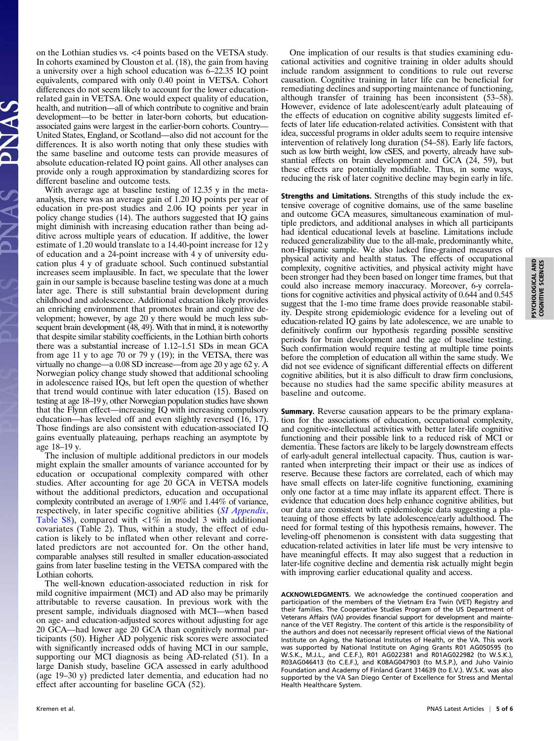on the Lothian studies vs. <4 points based on the VETSA study. In cohorts examined by Clouston et al. (18), the gain from having a university over a high school education was 6–22.35 IQ point equivalents, compared with only 0.40 point in VETSA. Cohort differences do not seem likely to account for the lower education-related gain in VETSA. One would expect quality of education, health, and nutrition—all of which contribute to cognitive and brain development—to be better in later-born cohorts, but education-associated gains were largest in the earlier-born cohorts. Country—United States, England, or Scotland—also did not account for the differences. It is also worth noting that only these studies with the same baseline and outcome tests can provide measures of absolute education-related IQ point gains. All other analyses can provide only a rough approximation by standardizing scores for different baseline and outcome tests.

With average age at baseline testing of 12.35 y in the meta-analysis, there was an average gain of 1.20 IQ points per year of education in pre-post studies and 2.06 IQ points per year in policy change studies (14). The authors suggested that IQ gains might diminish with increasing education rather than being additive across multiple years of education. If additive, the lower estimate of 1.20 would translate to a 14.40-point increase for 12 y of education and a 24-point increase with 4 y of university education plus 4 y of graduate school. Such continued substantial increases seem implausible. In fact, we speculate that the lower gain in our sample is because baseline testing was done at a much later age. There is still substantial brain development during childhood and adolescence. Additional education likely provides an enriching environment that promotes brain and cognitive development; however, by age 20 y there would be much less subsequent brain development (48, 49). With that in mind, it is noteworthy that despite similar stability coefficients, in the Lothian birth cohorts there was a substantial increase of 1.12–1.51 SDs in mean GCA from age 11 y to age 70 or 79 y (19); in the VETSA, there was virtually no change—a 0.08 SD increase—from age 20 y age 62 y. A Norwegian policy change study showed that additional schooling in adolescence raised IQs, but left open the question of whether that trend would continue with later education (15). Based on testing at age 18–19 y, other Norwegian population studies have shown that the Flynn effect—increasing IQ with increasing compulsory education—has leveled off and even slightly reversed (16, 17). Those findings are also consistent with education-associated IQ gains eventually plateauing, perhaps reaching an asymptote by age 18–19 y.

The inclusion of multiple additional predictors in our models might explain the smaller amounts of variance accounted for by education or occupational complexity compared with other studies. After accounting for age 20 GCA in VETSA models without the additional predictors, education and occupational complexity contributed an average of 1.90% and 1.44% of variance, respectively, in later specific cognitive abilities (*SI Appendix*, Table S8), compared with <1% in model 3 with additional covariates (Table 2). Thus, within a study, the effect of education is likely to be inflated when other relevant and correlated predictors are not accounted for. On the other hand, comparable analyses still resulted in smaller education-associated gains from later baseline testing in the VETSA compared with the Lothian cohorts.

The well-known education-associated reduction in risk for mild cognitive impairment (MCI) and AD also may be primarily attributable to reverse causation. In previous work with the present sample, individuals diagnosed with MCI—when based on age- and education-adjusted scores without adjusting for age 20 GCA—had lower age 20 GCA than cognitively normal participants (50). Higher AD polygenic risk scores were associated with significantly increased odds of having MCI in our sample, supporting our MCI diagnosis as being AD-related (51). In a large Danish study, baseline GCA assessed in early adulthood (age 19–30 y) predicted later dementia, and education had no effect after accounting for baseline GCA (52).

One implication of our results is that studies examining educational activities and cognitive training in older adults should include random assignment to conditions to rule out reverse causation. Cognitive training in later life can be beneficial for remediating declines and supporting maintenance of functioning, although transfer of training has been inconsistent (53–58). However, evidence of late adolescent/early adult plateauing of the effects of education on cognitive ability suggests limited effects of later life education-related activities. Consistent with that idea, successful programs in older adults seem to require intensive intervention of relatively long duration (54–58). Early life factors, such as low birth weight, low cSES, and poverty, already have substantial effects on brain development and GCA (24, 59), but these effects are potentially modifiable. Thus, in some ways, reducing the risk of later cognitive decline may begin early in life.

**Strengths and Limitations.** Strengths of this study include the extensive coverage of cognitive domains, use of the same baseline and outcome GCA measures, simultaneous examination of multiple predictors, and additional analyses in which all participants had identical educational levels at baseline. Limitations include reduced generalizability due to the all-male, predominantly white, non-Hispanic sample. We also lacked fine-grained measures of physical activity and health status. The effects of occupational complexity, cognitive activities, and physical activity might have been stronger had they been based on longer time frames, but that could also increase memory inaccuracy. Moreover, 6-y correlations for cognitive activities and physical activity of 0.644 and 0.545 suggest that the 1-mo time frame does provide reasonable stability. Despite strong epidemiologic evidence for a leveling out of education-related IQ gains by late adolescence, we are unable to definitively confirm our hypothesis regarding possible sensitive periods for brain development and the age of baseline testing. Such confirmation would require testing at multiple time points before the completion of education all within the same study. We did not see evidence of significant differential effects on different cognitive abilities, but it is also difficult to draw firm conclusions, because no studies had the same specific ability measures at baseline and outcome.

**Summary.** Reverse causation appears to be the primary explanation for the associations of education, occupational complexity, and cognitive-intellectual activities with better later-life cognitive functioning and their possible link to a reduced risk of MCI or dementia. These factors are likely to be largely downstream effects of early-adult general intellectual capacity. Thus, caution is warranted when interpreting their impact or their use as indices of reserve. Because these factors are correlated, each of which may have small effects on later-life cognitive functioning, examining only one factor at a time may inflate its apparent effect. There is evidence that education does help enhance cognitive abilities, but our data are consistent with epidemiologic data suggesting a plateauing of those effects by late adolescence/early adulthood. The need for formal testing of this hypothesis remains, however. The leveling-off phenomenon is consistent with data suggesting that education-related activities in later life must be very intensive to have meaningful effects. It may also suggest that a reduction in later-life cognitive decline and dementia risk actually might begin with improving earlier educational quality and access.

**ACKNOWLEDGMENTS.** We acknowledge the continued cooperation and participation of the members of the Vietnam Era Twin (VET) Registry and their families. The Cooperative Studies Program of the US Department of Veterans Affairs (VA) provides financial support for development and maintenance of the VET Registry. The content of this article is the responsibility of the authors and does not necessarily represent official views of the National Institute on Aging, the National Institutes of Health, or the VA. This work was supported by National Institute on Aging Grants R01 AG050595 (to W.S.K., M.J.L., and C.E.F.), R01 AG022381 and R01AG022982 (to W.S.K.), R03AG046413 (to C.E.F.), and K08AG047903 (to M.S.P.), and Juho Vainio Foundation and Academy of Finland Grant 314639 (to E.V.). W.S.K. was also supported by the VA San Diego Center of Excellence for Stress and Mental Health Healthcare System.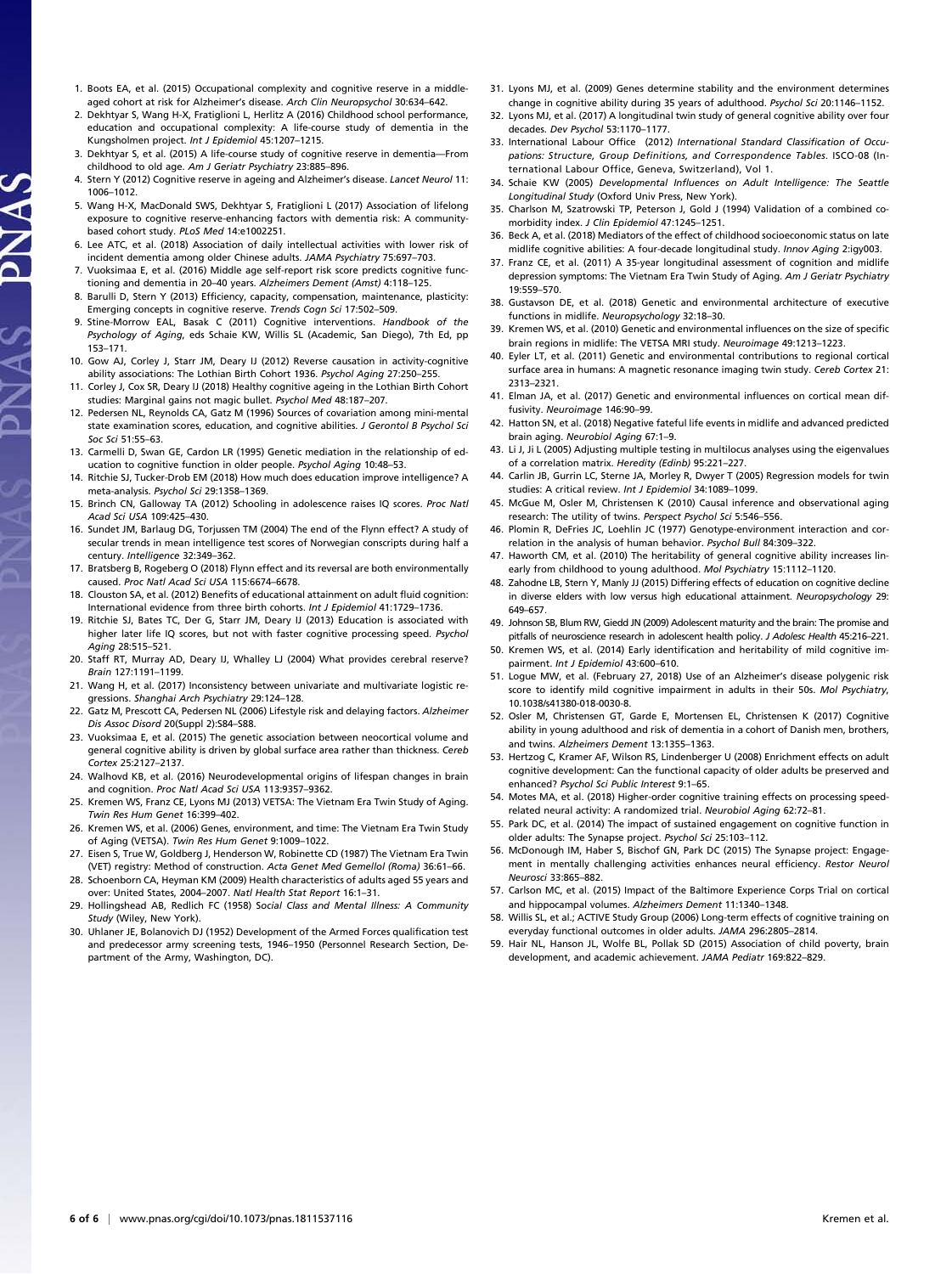1. Boots EA, et al. (2015) Occupational complexity and cognitive reserve in a middle-aged cohort at risk for Alzheimer's disease. *Arch Clin Neuropsychol* 30:634–642.
2. Dekhtyar S, Wang H-X, Fratiglioni L, Herlitz A (2016) Childhood school performance, education and occupational complexity: A life-course study of dementia in the Kungsholmen project. *Int J Epidemiol* 45:1207–1215.
3. Dekhtyar S, et al. (2015) A life-course study of cognitive reserve in dementia—From childhood to old age. *Am J Geriatr Psychiatry* 23:885–896.
4. Stern Y (2012) Cognitive reserve in ageing and Alzheimer's disease. *Lancet Neurol* 11: 1006–1012.
5. Wang H-X, MacDonald SWS, Dekhtyar S, Fratiglioni L (2017) Association of lifelong exposure to cognitive reserve-enhancing factors with dementia risk: A community-based cohort study. *PLoS Med* 14:e1002251.
6. Lee ATC, et al. (2018) Association of daily intellectual activities with lower risk of incident dementia among older Chinese adults. *JAMA Psychiatry* 75:697–703.
7. Vuoksimaa E, et al. (2016) Middle age self-report risk score predicts cognitive functioning and dementia in 20–40 years. *Alzheimers Dement (Amst)* 4:118–125.
8. Barulli D, Stern Y (2013) Efficiency, capacity, compensation, maintenance, plasticity: Emerging concepts in cognitive reserve. *Trends Cogn Sci* 17:502–509.
9. Stine-Morrow EAL, Basak C (2011) Cognitive interventions. *Handbook of the Psychology of Aging*, eds Schaie KW, Willis SL (Academic, San Diego), 7th Ed, pp 153–171.
10. Gow AJ, Corley J, Starr JM, Deary IJ (2012) Reverse causation in activity-cognitive ability associations: The Lothian Birth Cohort 1936. *Psychol Aging* 27:250–255.
11. Corley J, Cox SR, Deary IJ (2018) Healthy cognitive ageing in the Lothian Birth Cohort studies: Marginal gains not magic bullet. *Psychol Med* 48:187–207.
12. Pedersen NL, Reynolds CA, Gatz M (1996) Sources of covariation among mini-mental state examination scores, education, and cognitive abilities. *J Gerontol B Psychol Sci Soc Sci* 51:55–63.
13. Carmelli D, Swan GE, Cardon LR (1995) Genetic mediation in the relationship of education to cognitive function in older people. *Psychol Aging* 10:48–53.
14. Ritchie SJ, Tucker-Drob EM (2018) How much does education improve intelligence? A meta-analysis. *Psychol Sci* 29:1358–1369.
15. Brinch CN, Galloway TA (2012) Schooling in adolescence raises IQ scores. *Proc Natl Acad Sci USA* 109:425–430.
16. Sundet JM, Barlaug DG, Torjussen TM (2004) The end of the Flynn effect? A study of secular trends in mean intelligence test scores of Norwegian conscripts during half a century. *Intelligence* 32:349–362.
17. Bratsberg B, Rogeberg O (2018) Flynn effect and its reversal are both environmentally caused. *Proc Natl Acad Sci USA* 115:6674–6678.
18. Clouston SA, et al. (2012) Benefits of educational attainment on adult fluid cognition: International evidence from three birth cohorts. *Int J Epidemiol* 41:1729–1736.
19. Ritchie SJ, Bates TC, Der G, Starr JM, Deary IJ (2013) Education is associated with higher later life IQ scores, but not with faster cognitive processing speed. *Psychol Aging* 28:515–521.
20. Staff RT, Murray AD, Deary IJ, Whalley LJ (2004) What provides cerebral reserve? *Brain* 127:1191–1199.
21. Wang H, et al. (2017) Inconsistency between univariate and multivariate logistic regressions. *Shanghai Arch Psychiatry* 29:124–128.
22. Gatz M, Prescott CA, Pedersen NL (2006) Lifestyle risk and delaying factors. *Alzheimer Dis Assoc Disord* 20(Suppl 2):S84–S88.
23. Vuoksimaa E, et al. (2015) The genetic association between neocortical volume and general cognitive ability is driven by global surface area rather than thickness. *Cereb Cortex* 25:2127–2137.
24. Walhovd KB, et al. (2016) Neurodevelopmental origins of lifespan changes in brain and cognition. *Proc Natl Acad Sci USA* 113:9357–9362.
25. Kremen WS, Franz CE, Lyons MJ (2013) VETSA: The Vietnam Era Twin Study of Aging. *Twin Res Hum Genet* 16:399–402.
26. Kremen WS, et al. (2006) Genes, environment, and time: The Vietnam Era Twin Study of Aging (VETSA). *Twin Res Hum Genet* 9:1009–1022.
27. Eisen S, True W, Goldberg J, Henderson W, Robinette CD (1987) The Vietnam Era Twin (VET) registry: Method of construction. *Acta Genet Med Gemellol (Roma)* 36:61–66.
28. Schoenborn CA, Heyman KM (2009) Health characteristics of adults aged 55 years and over: United States, 2004–2007. *Natl Health Stat Report* 16:1–31.
29. Hollingshead AB, Redlich FC (1958) *Social Class and Mental Illness: A Community Study* (Wiley, New York).
30. Uhlaner JE, Bolanovich DJ (1952) Development of the Armed Forces qualification test and predecessor army screening tests, 1946–1950 (Personnel Research Section, Department of the Army, Washington, DC).
31. Lyons MJ, et al. (2009) Genes determine stability and the environment determines change in cognitive ability during 35 years of adulthood. *Psychol Sci* 20:1146–1152.
32. Lyons MJ, et al. (2017) A longitudinal twin study of general cognitive ability over four decades. *Dev Psychol* 53:1170–1177.
33. International Labour Office (2012) *International Standard Classification of Occupations: Structure, Group Definitions, and Correspondence Tables.* ISCO-08 (International Labour Office, Geneva, Switzerland), Vol 1.
34. Schaie KW (2005) *Developmental Influences on Adult Intelligence: The Seattle Longitudinal Study* (Oxford Univ Press, New York).
35. Charlson M, Szatrowski TP, Peterson J, Gold J (1994) Validation of a combined comorbidity index. *J Clin Epidemiol* 47:1245–1251.
36. Beck A, et al. (2018) Mediators of the effect of childhood socioeconomic status on late midlife cognitive abilities: A four-decade longitudinal study. *Innov Aging* 2:igy003.
37. Franz CE, et al. (2011) A 35-year longitudinal assessment of cognition and midlife depression symptoms: The Vietnam Era Twin Study of Aging. *Am J Geriatr Psychiatry* 19:559–570.
38. Gustavson DE, et al. (2018) Genetic and environmental architecture of executive functions in midlife. *Neuropsychology* 32:18–30.
39. Kremen WS, et al. (2010) Genetic and environmental influences on the size of specific brain regions in midlife: The VETSA MRI study. *Neuroimage* 49:1213–1223.
40. Eyler LT, et al. (2011) Genetic and environmental contributions to regional cortical surface area in humans: A magnetic resonance imaging twin study. *Cereb Cortex* 21: 2313–2321.
41. Elman JA, et al. (2017) Genetic and environmental influences on cortical mean diffusivity. *Neuroimage* 146:90–99.
42. Hatton SN, et al. (2018) Negative fateful life events in midlife and advanced predicted brain aging. *Neurobiol Aging* 67:1–9.
43. Li J, Ji L (2005) Adjusting multiple testing in multilocus analyses using the eigenvalues of a correlation matrix. *Heredity (Edinb)* 95:221–227.
44. Carlin JB, Gurrin LC, Sterne JA, Morley R, Dwyer T (2005) Regression models for twin studies: A critical review. *Int J Epidemiol* 34:1089–1099.
45. McGue M, Osler M, Christensen K (2010) Causal inference and observational aging research: The utility of twins. *Perspect Psychol Sci* 5:546–556.
46. Plomin R, DeFries JC, Loehlin JC (1977) Genotype-environment interaction and correlation in the analysis of human behavior. *Psychol Bull* 84:309–322.
47. Haworth CM, et al. (2010) The heritability of general cognitive ability increases linearly from childhood to young adulthood. *Mol Psychiatry* 15:1112–1120.
48. Zahodne LB, Stern Y, Manly JJ (2015) Differing effects of education on cognitive decline in diverse elders with low versus high educational attainment. *Neuropsychology* 29: 649–657.
49. Johnson SB, Blum RW, Giedd JN (2009) Adolescent maturity and the brain: The promise and pitfalls of neuroscience research in adolescent health policy. *J Adolesc Health* 45:216–221.
50. Kremen WS, et al. (2014) Early identification and heritability of mild cognitive impairment. *Int J Epidemiol* 43:600–610.
51. Logue MW, et al. (February 27, 2018) Use of an Alzheimer's disease polygenic risk score to identify mild cognitive impairment in adults in their 50s. *Mol Psychiatry*, 10.1038/s41380-018-0030-8.
52. Osler M, Christensen GT, Garde E, Mortensen EL, Christensen K (2017) Cognitive ability in young adulthood and risk of dementia in a cohort of Danish men, brothers, and twins. *Alzheimers Dement* 13:1355–1363.
53. Hertzog C, Kramer AF, Wilson RS, Lindenberger U (2008) Enrichment effects on adult cognitive development: Can the functional capacity of older adults be preserved and enhanced? *Psychol Sci Public Interest* 9:1–65.
54. Motes MA, et al. (2018) Higher-order cognitive training effects on processing speed-related neural activity: A randomized trial. *Neurobiol Aging* 62:72–81.
55. Park DC, et al. (2014) The impact of sustained engagement on cognitive function in older adults: The Synapse project. *Psychol Sci* 25:103–112.
56. McDonough IM, Haber S, Bischof GN, Park DC (2015) The Synapse project: Engagement in mentally challenging activities enhances neural efficiency. *Restor Neurol Neurosci* 33:865–882.
57. Carlson MC, et al. (2015) Impact of the Baltimore Experience Corps Trial on cortical and hippocampal volumes. *Alzheimers Dement* 11:1340–1348.
58. Willis SL, et al.; ACTIVE Study Group (2006) Long-term effects of cognitive training on everyday functional outcomes in older adults. *JAMA* 296:2805–2814.
59. Hair NL, Hanson JL, Wolfe BL, Pollak SD (2015) Association of child poverty, brain development, and academic achievement. *JAMA Pediatr* 169:822–829.